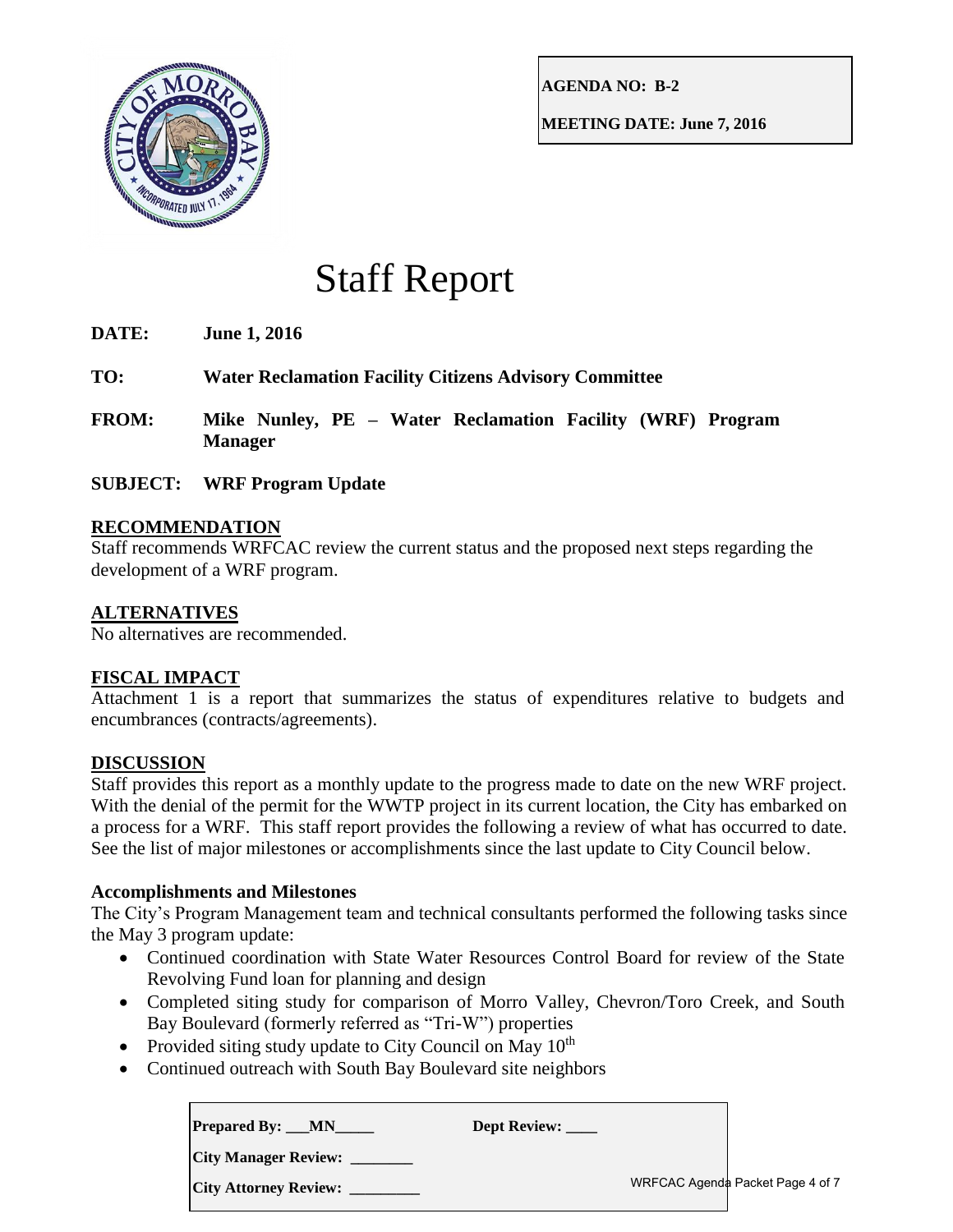**AGENDA NO: B-2**

**MEETING DATE: June 7, 2016**

# Staff Report

**DATE:** **June 1, 2016**

**TO:** **Water Reclamation Facility Citizens Advisory Committee**

**FROM:** **Mike Nunley, PE – Water Reclamation Facility (WRF) Program Manager**

**SUBJECT:** **WRF Program Update**

## RECOMMENDATION

Staff recommends WRFCAC review the current status and the proposed next steps regarding the development of a WRF program.

## ALTERNATIVES

No alternatives are recommended.

## FISCAL IMPACT

Attachment 1 is a report that summarizes the status of expenditures relative to budgets and encumbrances (contracts/agreements).

## DISCUSSION

Staff provides this report as a monthly update to the progress made to date on the new WRF project. With the denial of the permit for the WWTP project in its current location, the City has embarked on a process for a WRF. This staff report provides the following a review of what has occurred to date. See the list of major milestones or accomplishments since the last update to City Council below.

### Accomplishments and Milestones

The City's Program Management team and technical consultants performed the following tasks since the May 3 program update:

- Continued coordination with State Water Resources Control Board for review of the State Revolving Fund loan for planning and design
- Completed siting study for comparison of Morro Valley, Chevron/Toro Creek, and South Bay Boulevard (formerly referred as "Tri-W") properties
- Provided siting study update to City Council on May 10th
- Continued outreach with South Bay Boulevard site neighbors

**Prepared By:** ___MN_____ **Dept Review:** ____

**City Manager Review:** ________

**City Attorney Review:** _________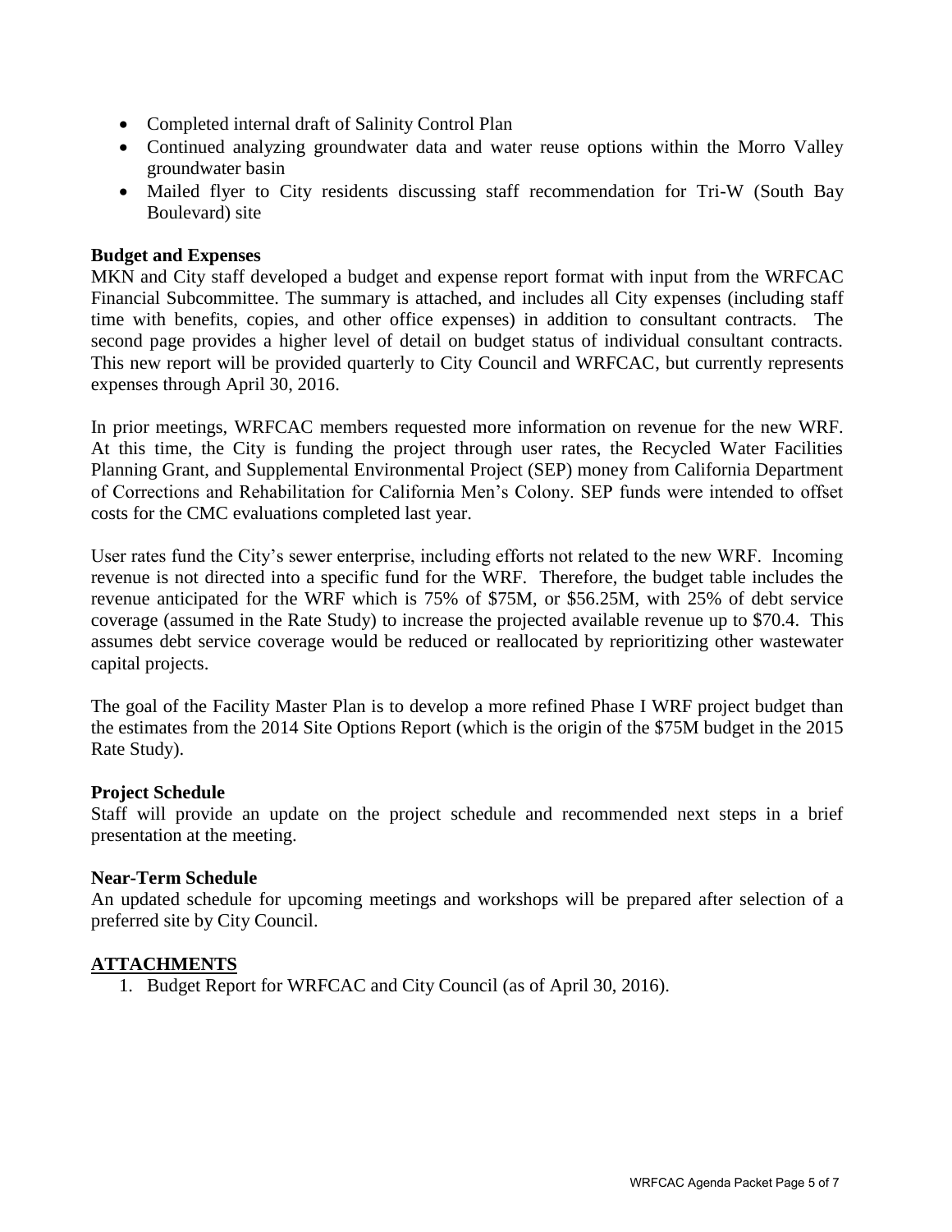- Completed internal draft of Salinity Control Plan
- Continued analyzing groundwater data and water reuse options within the Morro Valley groundwater basin
- Mailed flyer to City residents discussing staff recommendation for Tri-W (South Bay Boulevard) site

**Budget and Expenses**

MKN and City staff developed a budget and expense report format with input from the WRFCAC Financial Subcommittee. The summary is attached, and includes all City expenses (including staff time with benefits, copies, and other office expenses) in addition to consultant contracts. The second page provides a higher level of detail on budget status of individual consultant contracts. This new report will be provided quarterly to City Council and WRFCAC, but currently represents expenses through April 30, 2016.

In prior meetings, WRFCAC members requested more information on revenue for the new WRF. At this time, the City is funding the project through user rates, the Recycled Water Facilities Planning Grant, and Supplemental Environmental Project (SEP) money from California Department of Corrections and Rehabilitation for California Men's Colony. SEP funds were intended to offset costs for the CMC evaluations completed last year.

User rates fund the City's sewer enterprise, including efforts not related to the new WRF. Incoming revenue is not directed into a specific fund for the WRF. Therefore, the budget table includes the revenue anticipated for the WRF which is 75% of $75M, or $56.25M, with 25% of debt service coverage (assumed in the Rate Study) to increase the projected available revenue up to $70.4. This assumes debt service coverage would be reduced or reallocated by reprioritizing other wastewater capital projects.

The goal of the Facility Master Plan is to develop a more refined Phase I WRF project budget than the estimates from the 2014 Site Options Report (which is the origin of the $75M budget in the 2015 Rate Study).

**Project Schedule**

Staff will provide an update on the project schedule and recommended next steps in a brief presentation at the meeting.

**Near-Term Schedule**

An updated schedule for upcoming meetings and workshops will be prepared after selection of a preferred site by City Council.

## ATTACHMENTS

1. Budget Report for WRFCAC and City Council (as of April 30, 2016).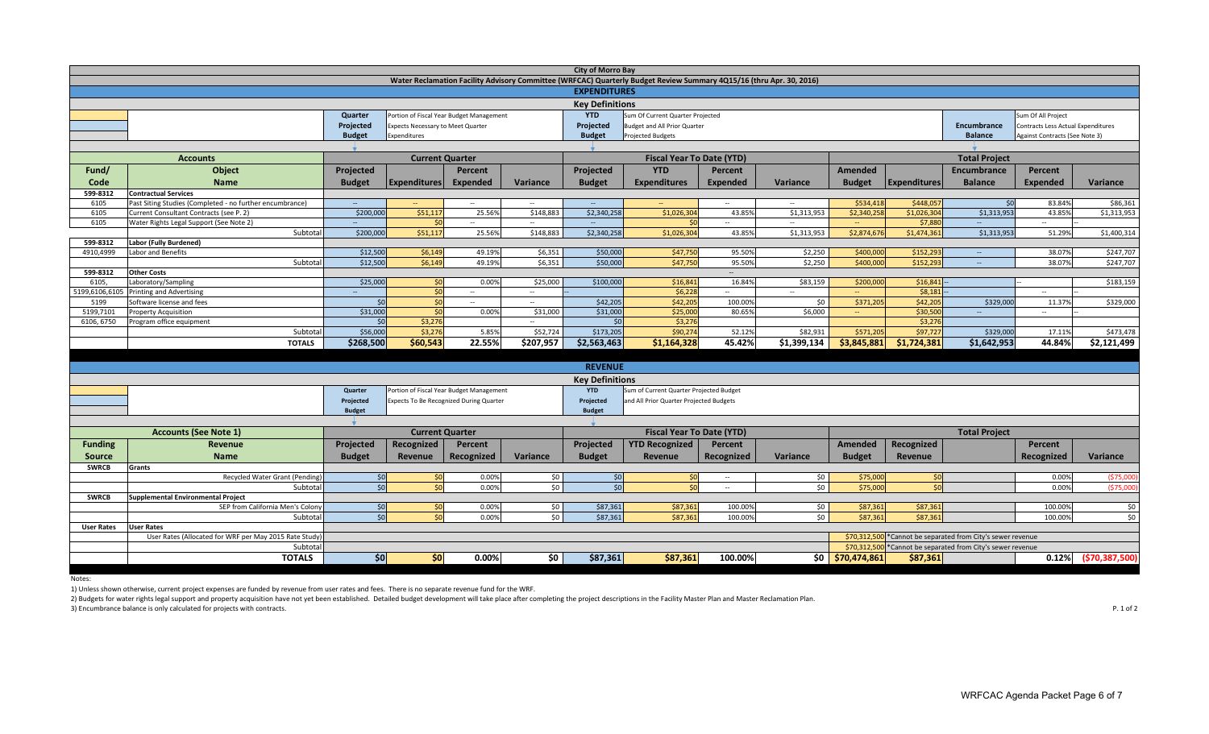# City of Morro Bay

## Water Reclamation Facility Advisory Committee (WRFCAC) Quarterly Budget Review Summary 4Q15/16 (thru Apr. 30, 2016)

## EXPENDITURES

### Key Definitions

- **Quarter Projected Budget**: Portion of Fiscal Year Budget Management Expects Necessary to Meet Quarter Expenditures
- **YTD Projected Budget**: Sum Of Current Quarter Projected Budget and All Prior Quarter Projected Budgets
- **Encumbrance Balance**: Sum Of All Project Contracts Less Actual Expenditures Against Contracts (See Note 3)

| Fund/ Code | Object Name | Current Quarter Projected Budget | Current Quarter Expenditures | Current Quarter Percent Expended | Current Quarter Variance | YTD Projected Budget | YTD Expenditures | YTD Percent Expended | YTD Variance | Total Project Amended Budget | Total Project Expenditures | Total Project Encumbrance Balance | Total Project Percent Expended | Total Project Variance |
|---|---|---|---|---|---|---|---|---|---|---|---|---|---|---|
| 599-8312 | **Contractual Services** | | | | | | | | | | | | | |
| 6105 | Past Siting Studies (Completed - no further encumbrance) | -- | -- | -- | -- | -- | -- | -- | -- | $534,418 | $448,057 | $0 | 83.84% | $86,361 |
| 6105 | Current Consultant Contracts (see P. 2) | $200,000 | $51,117 | 25.56% | $148,883 | $2,340,258 | $1,026,304 | 43.85% | $1,313,953 | $2,340,258 | $1,026,304 | $1,313,953 | 43.85% | $1,313,953 |
| 6105 | Water Rights Legal Support (See Note 2) | -- | $0 | -- | -- | -- | $0 | -- | -- | -- | $7,880 | -- | -- | |
| | Subtotal | $200,000 | $51,117 | 25.56% | $148,883 | $2,340,258 | $1,026,304 | 43.85% | $1,313,953 | $2,874,676 | $1,474,361 | $1,313,953 | 51.29% | $1,400,314 |
| 599-8312 | **Labor (Fully Burdened)** | | | | | | | | | | | | | |
| 4910,4999 | Labor and Benefits | $12,500 | $6,149 | 49.19% | $6,351 | $50,000 | $47,750 | 95.50% | $2,250 | $400,000 | $152,293 | -- | 38.07% | $247,707 |
| | Subtotal | $12,500 | $6,149 | 49.19% | $6,351 | $50,000 | $47,750 | 95.50% | $2,250 | $400,000 | $152,293 | -- | 38.07% | $247,707 |
| 599-8312 | **Other Costs** | | | | | | | -- | | | | | | |
| 6105, | Laboratory/Sampling | $25,000 | $0 | 0.00% | $25,000 | $100,000 | $16,841 | 16.84% | $83,159 | $200,000 | $16,841 | -- | -- | $183,159 |
| 5199,6106,6105 | Printing and Advertising | -- | $0 | -- | -- | -- | $6,228 | -- | -- | -- | $8,181 | -- | -- | |
| 5199 | Software license and fees | $0 | $0 | -- | -- | $42,205 | $42,205 | 100.00% | $0 | $371,205 | $42,205 | $329,000 | 11.37% | $329,000 |
| 5199,7101 | Property Acquisition | $31,000 | $0 | 0.00% | $31,000 | $31,000 | $25,000 | 80.65% | $6,000 | -- | $30,500 | -- | -- | |
| 6106, 6750 | Program office equipment | $0 | $3,276 | | -- | $0 | $3,276 | | | | $3,276 | | | |
| | Subtotal | $56,000 | $3,276 | 5.85% | $52,724 | $173,205 | $90,274 | 52.12% | $82,931 | $571,205 | $97,727 | $329,000 | 17.11% | $473,478 |
| | **TOTALS** | **$268,500** | **$60,543** | **22.55%** | **$207,957** | **$2,563,463** | **$1,164,328** | **45.42%** | **$1,399,134** | **$3,845,881** | **$1,724,381** | **$1,642,953** | **44.84%** | **$2,121,499** |

## REVENUE

### Key Definitions

- **Quarter Projected Budget**: Portion of Fiscal Year Budget Management Expects To Be Recognized During Quarter
- **YTD Projected Budget**: Sum of Current Quarter Projected Budget and All Prior Quarter Projected Budgets

| Funding Source | Revenue Name (Accounts (See Note 1)) | Current Quarter Projected Budget | Current Quarter Recognized Revenue | Current Quarter Percent Recognized | Current Quarter Variance | YTD Projected Budget | YTD Recognized Revenue | YTD Percent Recognized | YTD Variance | Total Project Amended Budget | Total Project Recognized Revenue | | Total Project Percent Recognized | Total Project Variance |
|---|---|---|---|---|---|---|---|---|---|---|---|---|---|---|
| SWRCB | **Grants** | | | | | | | | | | | | | |
| | Recycled Water Grant (Pending) | $0 | $0 | 0.00% | $0 | $0 | $0 | -- | $0 | $75,000 | $0 | | 0.00% | ($75,000) |
| | Subtotal | $0 | $0 | 0.00% | $0 | $0 | $0 | -- | $0 | $75,000 | $0 | | 0.00% | ($75,000) |
| SWRCB | **Supplemental Environmental Project** | | | | | | | | | | | | | |
| | SEP from California Men's Colony | $0 | $0 | 0.00% | $0 | $87,361 | $87,361 | 100.00% | $0 | $87,361 | $87,361 | | 100.00% | $0 |
| | Subtotal | $0 | $0 | 0.00% | $0 | $87,361 | $87,361 | 100.00% | $0 | $87,361 | $87,361 | | 100.00% | $0 |
| User Rates | **User Rates** | | | | | | | | | | | | | |
| | User Rates (Allocated for WRF per May 2015 Rate Study) | | | | | | | | | $70,312,500 | *Cannot be separated from City's sewer revenue | | | |
| | Subtotal | | | | | | | | | $70,312,500 | *Cannot be separated from City's sewer revenue | | | |
| | **TOTALS** | **$0** | **$0** | **0.00%** | **$0** | **$87,361** | **$87,361** | **100.00%** | **$0** | **$70,474,861** | **$87,361** | | **0.12%** | **($70,387,500)** |

Notes:

1) Unless shown otherwise, current project expenses are funded by revenue from user rates and fees. There is no separate revenue fund for the WRF.

2) Budgets for water rights legal support and property acquisition have not yet been established. Detailed budget development will take place after completing the project descriptions in the Facility Master Plan and Master Reclamation Plan.

3) Encumbrance balance is only calculated for projects with contracts.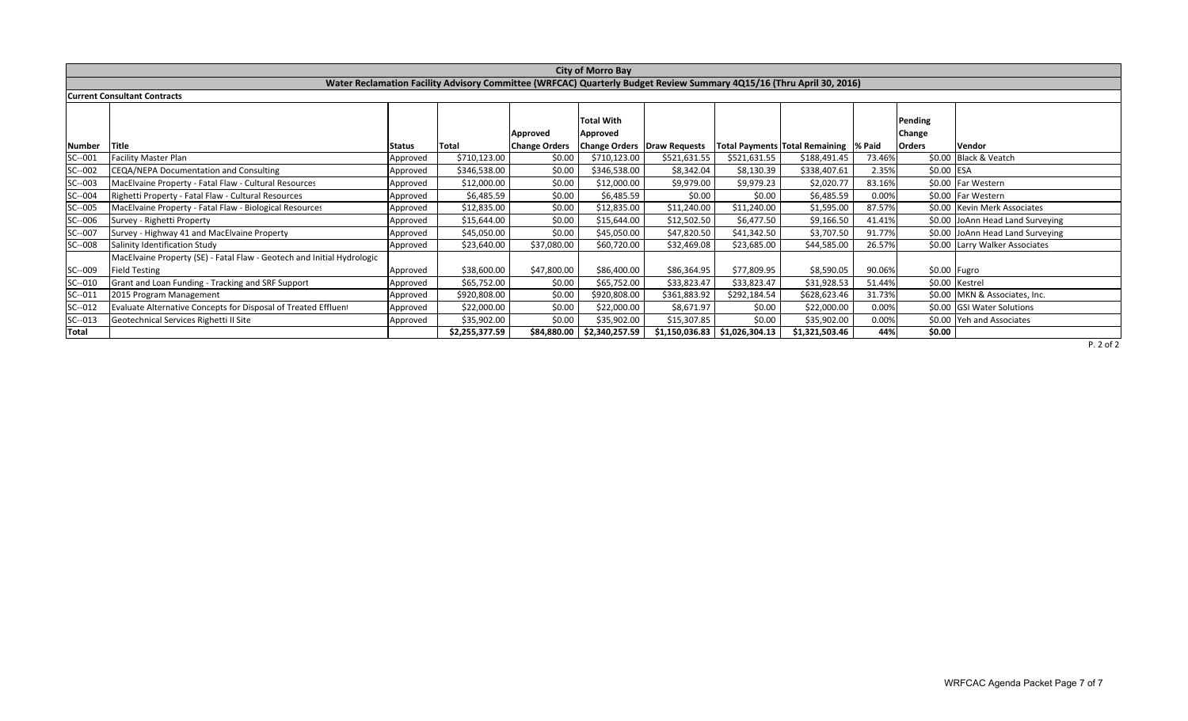**City of Morro Bay**

**Water Reclamation Facility Advisory Committee (WRFCAC) Quarterly Budget Review Summary 4Q15/16 (Thru April 30, 2016)**

**Current Consultant Contracts**

| Number | Title | Status | Total | Approved Change Orders | Total With Approved Change Orders | Draw Requests | Total Payments | Total Remaining | % Paid | Pending Change Orders | Vendor |
|---|---|---|---|---|---|---|---|---|---|---|---|
| SC--001 | Facility Master Plan | Approved | $710,123.00 | $0.00 | $710,123.00 | $521,631.55 | $521,631.55 | $188,491.45 | 73.46% | $0.00 | Black & Veatch |
| SC--002 | CEQA/NEPA Documentation and Consulting | Approved | $346,538.00 | $0.00 | $346,538.00 | $8,342.04 | $8,130.39 | $338,407.61 | 2.35% | $0.00 | ESA |
| SC--003 | MacElvaine Property - Fatal Flaw - Cultural Resources | Approved | $12,000.00 | $0.00 | $12,000.00 | $9,979.00 | $9,979.23 | $2,020.77 | 83.16% | $0.00 | Far Western |
| SC--004 | Righetti Property - Fatal Flaw - Cultural Resources | Approved | $6,485.59 | $0.00 | $6,485.59 | $0.00 | $0.00 | $6,485.59 | 0.00% | $0.00 | Far Western |
| SC--005 | MacElvaine Property - Fatal Flaw - Biological Resources | Approved | $12,835.00 | $0.00 | $12,835.00 | $11,240.00 | $11,240.00 | $1,595.00 | 87.57% | $0.00 | Kevin Merk Associates |
| SC--006 | Survey - Righetti Property | Approved | $15,644.00 | $0.00 | $15,644.00 | $12,502.50 | $6,477.50 | $9,166.50 | 41.41% | $0.00 | JoAnn Head Land Surveying |
| SC--007 | Survey - Highway 41 and MacElvaine Property | Approved | $45,050.00 | $0.00 | $45,050.00 | $47,820.50 | $41,342.50 | $3,707.50 | 91.77% | $0.00 | JoAnn Head Land Surveying |
| SC--008 | Salinity Identification Study | Approved | $23,640.00 | $37,080.00 | $60,720.00 | $32,469.08 | $23,685.00 | $44,585.00 | 26.57% | $0.00 | Larry Walker Associates |
| SC--009 | MacElvaine Property (SE) - Fatal Flaw - Geotech and Initial Hydrologic Field Testing | Approved | $38,600.00 | $47,800.00 | $86,400.00 | $86,364.95 | $77,809.95 | $8,590.05 | 90.06% | $0.00 | Fugro |
| SC--010 | Grant and Loan Funding - Tracking and SRF Support | Approved | $65,752.00 | $0.00 | $65,752.00 | $33,823.47 | $33,823.47 | $31,928.53 | 51.44% | $0.00 | Kestrel |
| SC--011 | 2015 Program Management | Approved | $920,808.00 | $0.00 | $920,808.00 | $361,883.92 | $292,184.54 | $628,623.46 | 31.73% | $0.00 | MKN & Associates, Inc. |
| SC--012 | Evaluate Alternative Concepts for Disposal of Treated Effluent | Approved | $22,000.00 | $0.00 | $22,000.00 | $8,671.97 | $0.00 | $22,000.00 | 0.00% | $0.00 | GSI Water Solutions |
| SC--013 | Geotechnical Services Righetti II Site | Approved | $35,902.00 | $0.00 | $35,902.00 | $15,307.85 | $0.00 | $35,902.00 | 0.00% | $0.00 | Yeh and Associates |
| **Total** | | | $2,255,377.59 | $84,880.00 | $2,340,257.59 | $1,150,036.83 | $1,026,304.13 | $1,321,503.46 | 44% | $0.00 | |

WRFCAC Agenda Packet Page 7 of 7